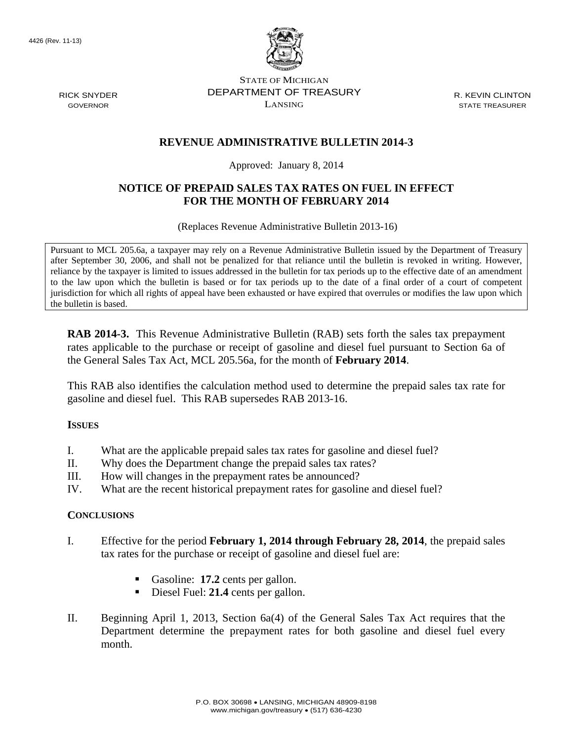4426 (Rev. 11-13)

STATE OF MICHIGAN
DEPARTMENT OF TREASURY
LANSING

RICK SNYDER
GOVERNOR

R. KEVIN CLINTON
STATE TREASURER

# REVENUE ADMINISTRATIVE BULLETIN 2014-3

Approved: January 8, 2014

## NOTICE OF PREPAID SALES TAX RATES ON FUEL IN EFFECT FOR THE MONTH OF FEBRUARY 2014

(Replaces Revenue Administrative Bulletin 2013-16)

Pursuant to MCL 205.6a, a taxpayer may rely on a Revenue Administrative Bulletin issued by the Department of Treasury after September 30, 2006, and shall not be penalized for that reliance until the bulletin is revoked in writing. However, reliance by the taxpayer is limited to issues addressed in the bulletin for tax periods up to the effective date of an amendment to the law upon which the bulletin is based or for tax periods up to the date of a final order of a court of competent jurisdiction for which all rights of appeal have been exhausted or have expired that overrules or modifies the law upon which the bulletin is based.

**RAB 2014-3.** This Revenue Administrative Bulletin (RAB) sets forth the sales tax prepayment rates applicable to the purchase or receipt of gasoline and diesel fuel pursuant to Section 6a of the General Sales Tax Act, MCL 205.56a, for the month of **February 2014**.

This RAB also identifies the calculation method used to determine the prepaid sales tax rate for gasoline and diesel fuel. This RAB supersedes RAB 2013-16.

### ISSUES

I. What are the applicable prepaid sales tax rates for gasoline and diesel fuel?
II. Why does the Department change the prepaid sales tax rates?
III. How will changes in the prepayment rates be announced?
IV. What are the recent historical prepayment rates for gasoline and diesel fuel?

### CONCLUSIONS

I. Effective for the period **February 1, 2014 through February 28, 2014**, the prepaid sales tax rates for the purchase or receipt of gasoline and diesel fuel are:

- Gasoline: **17.2** cents per gallon.
- Diesel Fuel: **21.4** cents per gallon.

II. Beginning April 1, 2013, Section 6a(4) of the General Sales Tax Act requires that the Department determine the prepayment rates for both gasoline and diesel fuel every month.

P.O. BOX 30698 • LANSING, MICHIGAN 48909-8198
www.michigan.gov/treasury • (517) 636-4230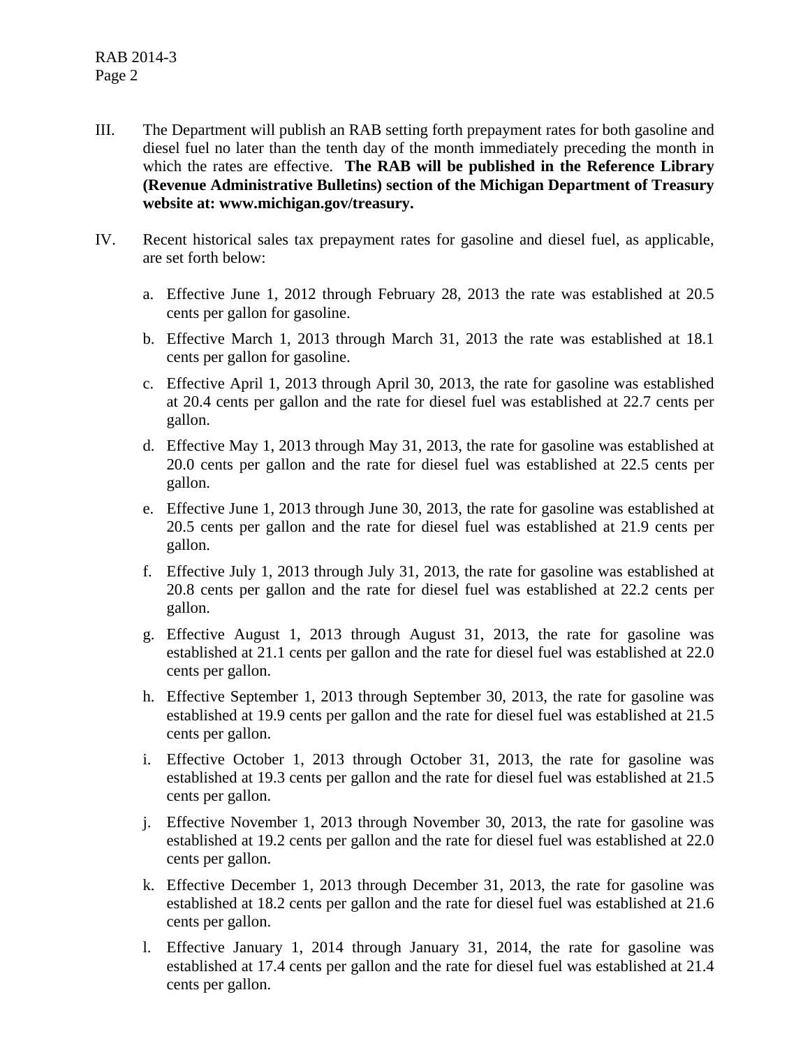III. The Department will publish an RAB setting forth prepayment rates for both gasoline and diesel fuel no later than the tenth day of the month immediately preceding the month in which the rates are effective. **The RAB will be published in the Reference Library (Revenue Administrative Bulletins) section of the Michigan Department of Treasury website at: www.michigan.gov/treasury.**

IV. Recent historical sales tax prepayment rates for gasoline and diesel fuel, as applicable, are set forth below:

a. Effective June 1, 2012 through February 28, 2013 the rate was established at 20.5 cents per gallon for gasoline.

b. Effective March 1, 2013 through March 31, 2013 the rate was established at 18.1 cents per gallon for gasoline.

c. Effective April 1, 2013 through April 30, 2013, the rate for gasoline was established at 20.4 cents per gallon and the rate for diesel fuel was established at 22.7 cents per gallon.

d. Effective May 1, 2013 through May 31, 2013, the rate for gasoline was established at 20.0 cents per gallon and the rate for diesel fuel was established at 22.5 cents per gallon.

e. Effective June 1, 2013 through June 30, 2013, the rate for gasoline was established at 20.5 cents per gallon and the rate for diesel fuel was established at 21.9 cents per gallon.

f. Effective July 1, 2013 through July 31, 2013, the rate for gasoline was established at 20.8 cents per gallon and the rate for diesel fuel was established at 22.2 cents per gallon.

g. Effective August 1, 2013 through August 31, 2013, the rate for gasoline was established at 21.1 cents per gallon and the rate for diesel fuel was established at 22.0 cents per gallon.

h. Effective September 1, 2013 through September 30, 2013, the rate for gasoline was established at 19.9 cents per gallon and the rate for diesel fuel was established at 21.5 cents per gallon.

i. Effective October 1, 2013 through October 31, 2013, the rate for gasoline was established at 19.3 cents per gallon and the rate for diesel fuel was established at 21.5 cents per gallon.

j. Effective November 1, 2013 through November 30, 2013, the rate for gasoline was established at 19.2 cents per gallon and the rate for diesel fuel was established at 22.0 cents per gallon.

k. Effective December 1, 2013 through December 31, 2013, the rate for gasoline was established at 18.2 cents per gallon and the rate for diesel fuel was established at 21.6 cents per gallon.

l. Effective January 1, 2014 through January 31, 2014, the rate for gasoline was established at 17.4 cents per gallon and the rate for diesel fuel was established at 21.4 cents per gallon.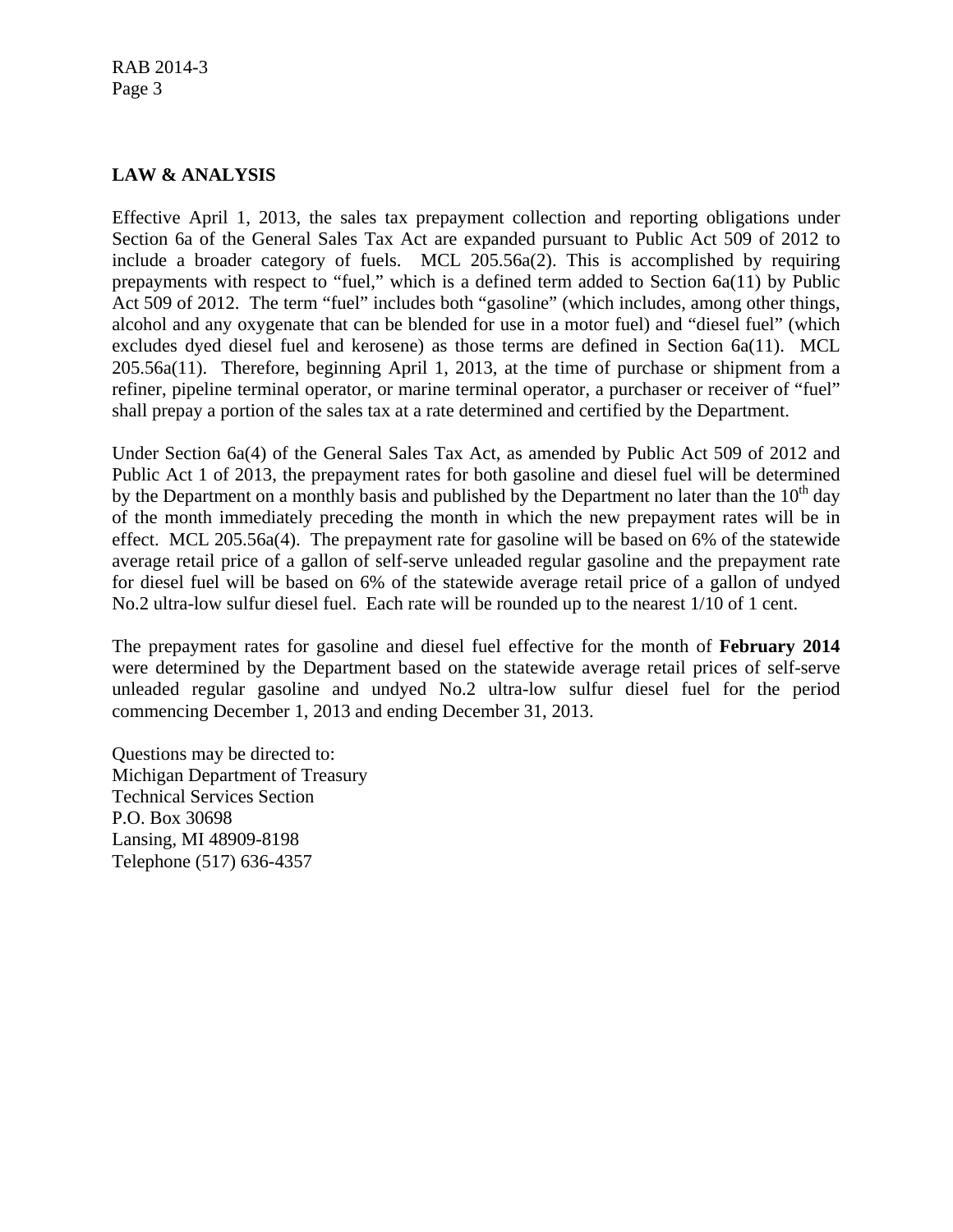## LAW & ANALYSIS

Effective April 1, 2013, the sales tax prepayment collection and reporting obligations under Section 6a of the General Sales Tax Act are expanded pursuant to Public Act 509 of 2012 to include a broader category of fuels. MCL 205.56a(2). This is accomplished by requiring prepayments with respect to "fuel," which is a defined term added to Section 6a(11) by Public Act 509 of 2012. The term "fuel" includes both "gasoline" (which includes, among other things, alcohol and any oxygenate that can be blended for use in a motor fuel) and "diesel fuel" (which excludes dyed diesel fuel and kerosene) as those terms are defined in Section 6a(11). MCL 205.56a(11). Therefore, beginning April 1, 2013, at the time of purchase or shipment from a refiner, pipeline terminal operator, or marine terminal operator, a purchaser or receiver of "fuel" shall prepay a portion of the sales tax at a rate determined and certified by the Department.

Under Section 6a(4) of the General Sales Tax Act, as amended by Public Act 509 of 2012 and Public Act 1 of 2013, the prepayment rates for both gasoline and diesel fuel will be determined by the Department on a monthly basis and published by the Department no later than the 10th day of the month immediately preceding the month in which the new prepayment rates will be in effect. MCL 205.56a(4). The prepayment rate for gasoline will be based on 6% of the statewide average retail price of a gallon of self-serve unleaded regular gasoline and the prepayment rate for diesel fuel will be based on 6% of the statewide average retail price of a gallon of undyed No.2 ultra-low sulfur diesel fuel. Each rate will be rounded up to the nearest 1/10 of 1 cent.

The prepayment rates for gasoline and diesel fuel effective for the month of **February 2014** were determined by the Department based on the statewide average retail prices of self-serve unleaded regular gasoline and undyed No.2 ultra-low sulfur diesel fuel for the period commencing December 1, 2013 and ending December 31, 2013.

Questions may be directed to:
Michigan Department of Treasury
Technical Services Section
P.O. Box 30698
Lansing, MI 48909-8198
Telephone (517) 636-4357